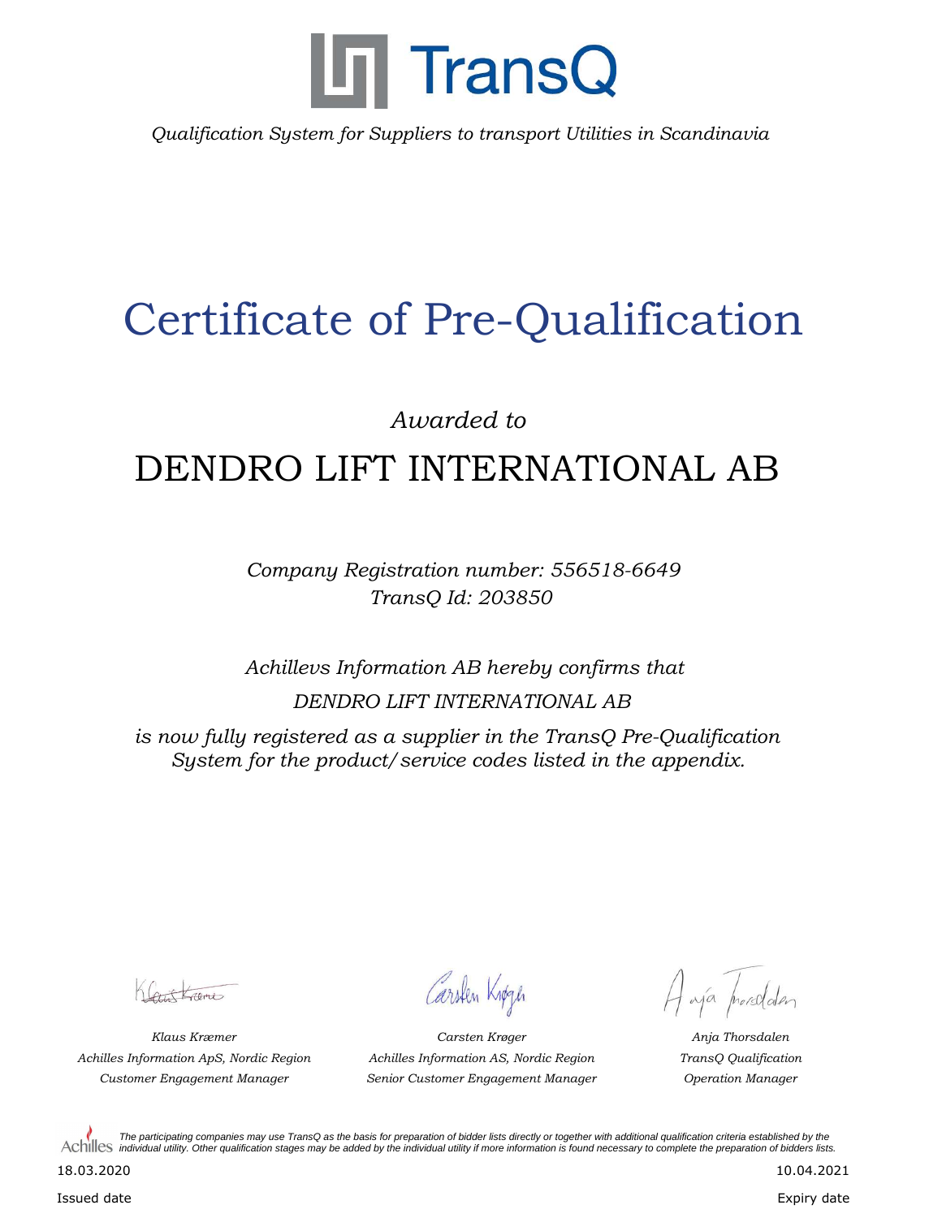TransQ

*Qualification System for Suppliers to transport Utilities in Scandinavia*

# Certificate of Pre-Qualification

*Awarded to*

## DENDRO LIFT INTERNATIONAL AB

*Company Registration number: 556518-6649*
*TransQ Id: 203850*

*Achillevs Information AB hereby confirms that*

*DENDRO LIFT INTERNATIONAL AB*

*is now fully registered as a supplier in the TransQ Pre-Qualification System for the product/service codes listed in the appendix.*

| *Klaus Kræmer* | *Carsten Krøger* | *Anja Thorsdalen* |
|---|---|---|
| *Achilles Information ApS, Nordic Region* | *Achilles Information AS, Nordic Region* | *TransQ Qualification* |
| *Customer Engagement Manager* | *Senior Customer Engagement Manager* | *Operation Manager* |

Achilles *The participating companies may use TransQ as the basis for preparation of bidder lists directly or together with additional qualification criteria established by the individual utility. Other qualification stages may be added by the individual utility if more information is found necessary to complete the preparation of bidders lists.*

18.03.2020
Issued date

10.04.2021
Expiry date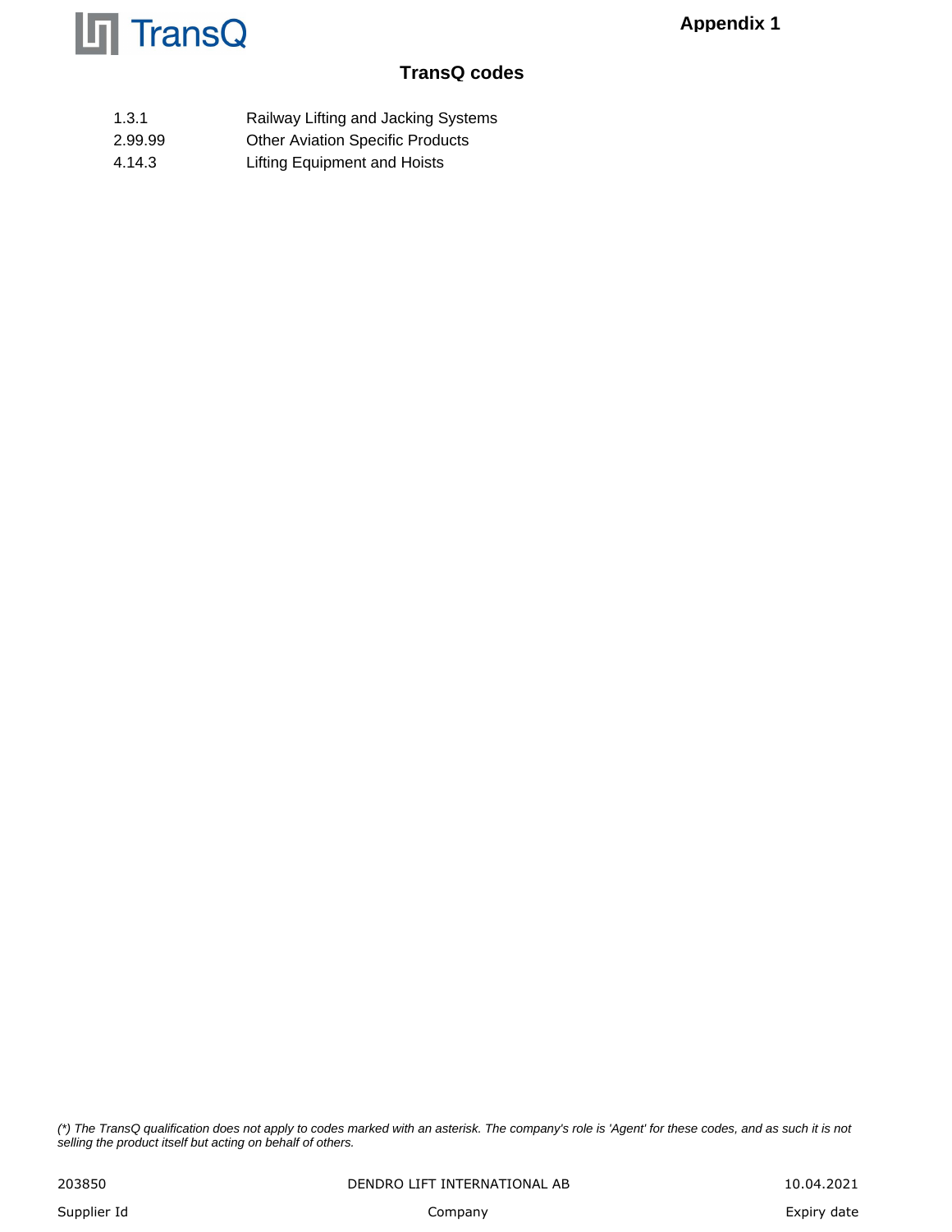# Appendix 1

## TransQ codes

| | |
|---|---|
| 1.3.1 | Railway Lifting and Jacking Systems |
| 2.99.99 | Other Aviation Specific Products |
| 4.14.3 | Lifting Equipment and Hoists |

*(\*) The TransQ qualification does not apply to codes marked with an asterisk. The company's role is 'Agent' for these codes, and as such it is not selling the product itself but acting on behalf of others.*

| Supplier Id | Company | Expiry date |
|---|---|---|
| 203850 | DENDRO LIFT INTERNATIONAL AB | 10.04.2021 |